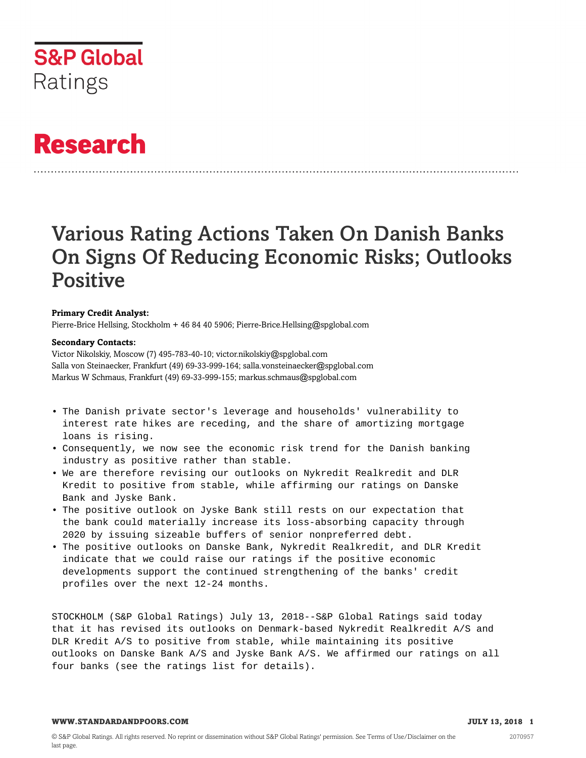S&P Global
Ratings

# Research

## Various Rating Actions Taken On Danish Banks On Signs Of Reducing Economic Risks; Outlooks Positive

**Primary Credit Analyst:**
Pierre-Brice Hellsing, Stockholm + 46 84 40 5906; Pierre-Brice.Hellsing@spglobal.com

**Secondary Contacts:**
Victor Nikolskiy, Moscow (7) 495-783-40-10; victor.nikolskiy@spglobal.com
Salla von Steinaecker, Frankfurt (49) 69-33-999-164; salla.vonsteinaecker@spglobal.com
Markus W Schmaus, Frankfurt (49) 69-33-999-155; markus.schmaus@spglobal.com

- The Danish private sector's leverage and households' vulnerability to interest rate hikes are receding, and the share of amortizing mortgage loans is rising.
- Consequently, we now see the economic risk trend for the Danish banking industry as positive rather than stable.
- We are therefore revising our outlooks on Nykredit Realkredit and DLR Kredit to positive from stable, while affirming our ratings on Danske Bank and Jyske Bank.
- The positive outlook on Jyske Bank still rests on our expectation that the bank could materially increase its loss-absorbing capacity through 2020 by issuing sizeable buffers of senior nonpreferred debt.
- The positive outlooks on Danske Bank, Nykredit Realkredit, and DLR Kredit indicate that we could raise our ratings if the positive economic developments support the continued strengthening of the banks' credit profiles over the next 12-24 months.

STOCKHOLM (S&P Global Ratings) July 13, 2018--S&P Global Ratings said today that it has revised its outlooks on Denmark-based Nykredit Realkredit A/S and DLR Kredit A/S to positive from stable, while maintaining its positive outlooks on Danske Bank A/S and Jyske Bank A/S. We affirmed our ratings on all four banks (see the ratings list for details).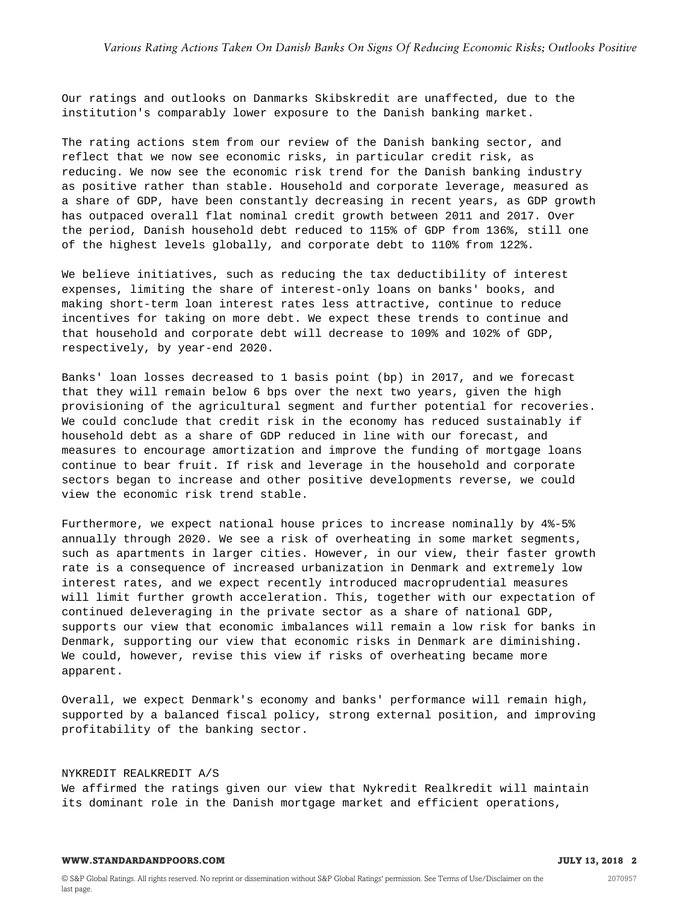Our ratings and outlooks on Danmarks Skibskredit are unaffected, due to the institution's comparably lower exposure to the Danish banking market.

The rating actions stem from our review of the Danish banking sector, and reflect that we now see economic risks, in particular credit risk, as reducing. We now see the economic risk trend for the Danish banking industry as positive rather than stable. Household and corporate leverage, measured as a share of GDP, have been constantly decreasing in recent years, as GDP growth has outpaced overall flat nominal credit growth between 2011 and 2017. Over the period, Danish household debt reduced to 115% of GDP from 136%, still one of the highest levels globally, and corporate debt to 110% from 122%.

We believe initiatives, such as reducing the tax deductibility of interest expenses, limiting the share of interest-only loans on banks' books, and making short-term loan interest rates less attractive, continue to reduce incentives for taking on more debt. We expect these trends to continue and that household and corporate debt will decrease to 109% and 102% of GDP, respectively, by year-end 2020.

Banks' loan losses decreased to 1 basis point (bp) in 2017, and we forecast that they will remain below 6 bps over the next two years, given the high provisioning of the agricultural segment and further potential for recoveries. We could conclude that credit risk in the economy has reduced sustainably if household debt as a share of GDP reduced in line with our forecast, and measures to encourage amortization and improve the funding of mortgage loans continue to bear fruit. If risk and leverage in the household and corporate sectors began to increase and other positive developments reverse, we could view the economic risk trend stable.

Furthermore, we expect national house prices to increase nominally by 4%-5% annually through 2020. We see a risk of overheating in some market segments, such as apartments in larger cities. However, in our view, their faster growth rate is a consequence of increased urbanization in Denmark and extremely low interest rates, and we expect recently introduced macroprudential measures will limit further growth acceleration. This, together with our expectation of continued deleveraging in the private sector as a share of national GDP, supports our view that economic imbalances will remain a low risk for banks in Denmark, supporting our view that economic risks in Denmark are diminishing. We could, however, revise this view if risks of overheating became more apparent.

Overall, we expect Denmark's economy and banks' performance will remain high, supported by a balanced fiscal policy, strong external position, and improving profitability of the banking sector.

NYKREDIT REALKREDIT A/S

We affirmed the ratings given our view that Nykredit Realkredit will maintain its dominant role in the Danish mortgage market and efficient operations,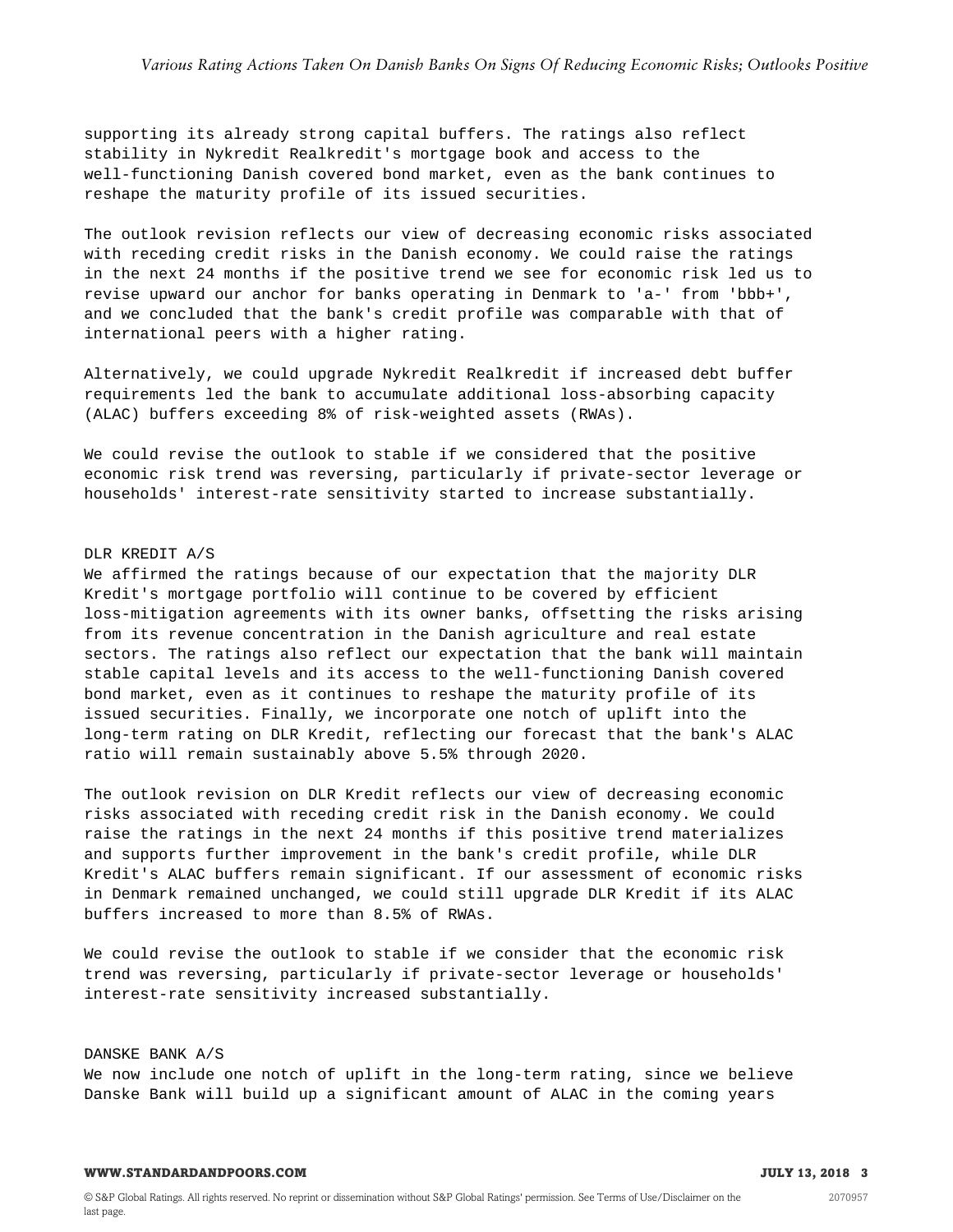supporting its already strong capital buffers. The ratings also reflect stability in Nykredit Realkredit's mortgage book and access to the well-functioning Danish covered bond market, even as the bank continues to reshape the maturity profile of its issued securities.

The outlook revision reflects our view of decreasing economic risks associated with receding credit risks in the Danish economy. We could raise the ratings in the next 24 months if the positive trend we see for economic risk led us to revise upward our anchor for banks operating in Denmark to 'a-' from 'bbb+', and we concluded that the bank's credit profile was comparable with that of international peers with a higher rating.

Alternatively, we could upgrade Nykredit Realkredit if increased debt buffer requirements led the bank to accumulate additional loss-absorbing capacity (ALAC) buffers exceeding 8% of risk-weighted assets (RWAs).

We could revise the outlook to stable if we considered that the positive economic risk trend was reversing, particularly if private-sector leverage or households' interest-rate sensitivity started to increase substantially.

DLR KREDIT A/S

We affirmed the ratings because of our expectation that the majority DLR Kredit's mortgage portfolio will continue to be covered by efficient loss-mitigation agreements with its owner banks, offsetting the risks arising from its revenue concentration in the Danish agriculture and real estate sectors. The ratings also reflect our expectation that the bank will maintain stable capital levels and its access to the well-functioning Danish covered bond market, even as it continues to reshape the maturity profile of its issued securities. Finally, we incorporate one notch of uplift into the long-term rating on DLR Kredit, reflecting our forecast that the bank's ALAC ratio will remain sustainably above 5.5% through 2020.

The outlook revision on DLR Kredit reflects our view of decreasing economic risks associated with receding credit risk in the Danish economy. We could raise the ratings in the next 24 months if this positive trend materializes and supports further improvement in the bank's credit profile, while DLR Kredit's ALAC buffers remain significant. If our assessment of economic risks in Denmark remained unchanged, we could still upgrade DLR Kredit if its ALAC buffers increased to more than 8.5% of RWAs.

We could revise the outlook to stable if we consider that the economic risk trend was reversing, particularly if private-sector leverage or households' interest-rate sensitivity increased substantially.

DANSKE BANK A/S

We now include one notch of uplift in the long-term rating, since we believe Danske Bank will build up a significant amount of ALAC in the coming years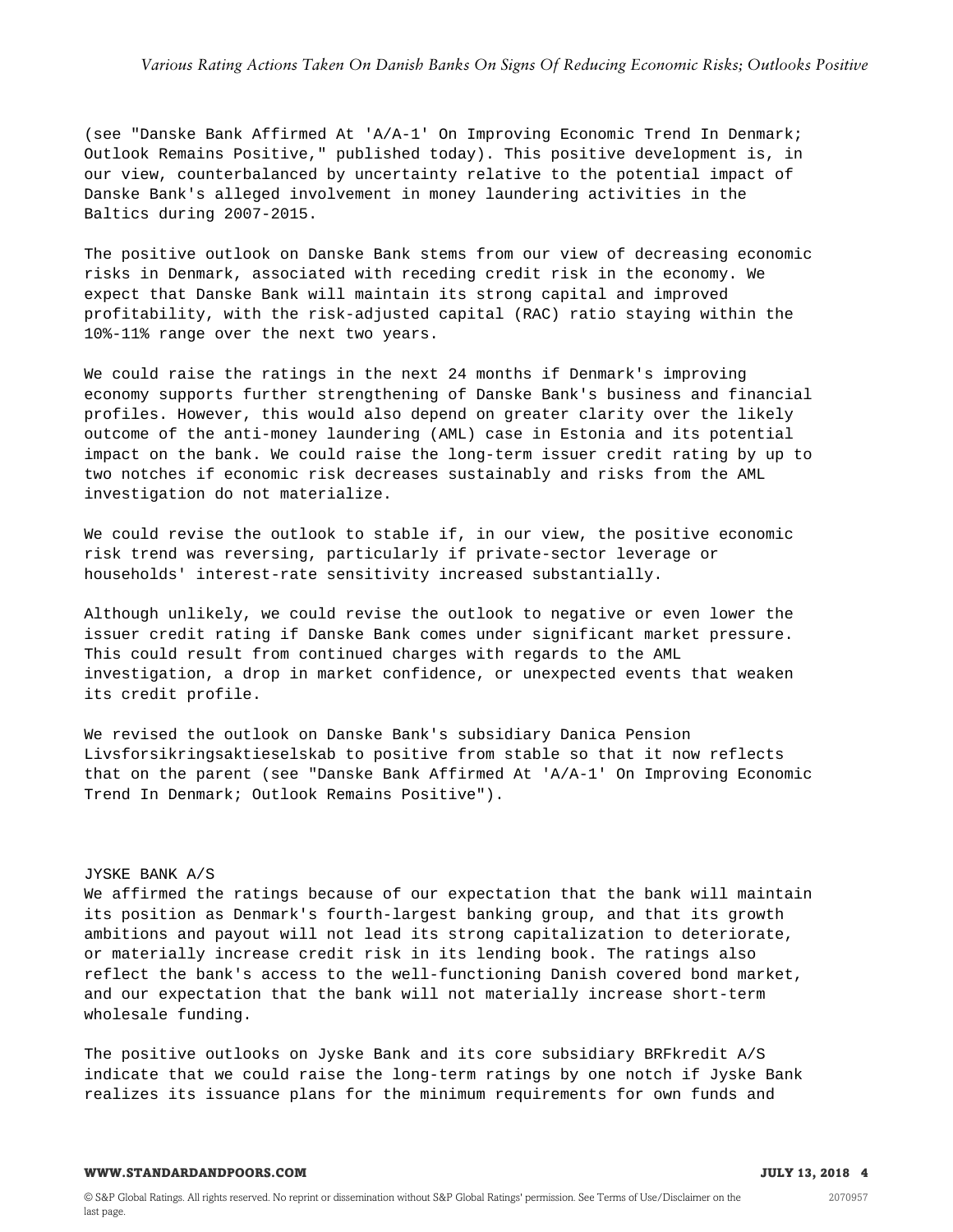(see "Danske Bank Affirmed At 'A/A-1' On Improving Economic Trend In Denmark; Outlook Remains Positive," published today). This positive development is, in our view, counterbalanced by uncertainty relative to the potential impact of Danske Bank's alleged involvement in money laundering activities in the Baltics during 2007-2015.

The positive outlook on Danske Bank stems from our view of decreasing economic risks in Denmark, associated with receding credit risk in the economy. We expect that Danske Bank will maintain its strong capital and improved profitability, with the risk-adjusted capital (RAC) ratio staying within the 10%-11% range over the next two years.

We could raise the ratings in the next 24 months if Denmark's improving economy supports further strengthening of Danske Bank's business and financial profiles. However, this would also depend on greater clarity over the likely outcome of the anti-money laundering (AML) case in Estonia and its potential impact on the bank. We could raise the long-term issuer credit rating by up to two notches if economic risk decreases sustainably and risks from the AML investigation do not materialize.

We could revise the outlook to stable if, in our view, the positive economic risk trend was reversing, particularly if private-sector leverage or households' interest-rate sensitivity increased substantially.

Although unlikely, we could revise the outlook to negative or even lower the issuer credit rating if Danske Bank comes under significant market pressure. This could result from continued charges with regards to the AML investigation, a drop in market confidence, or unexpected events that weaken its credit profile.

We revised the outlook on Danske Bank's subsidiary Danica Pension Livsforsikringsaktieselskab to positive from stable so that it now reflects that on the parent (see "Danske Bank Affirmed At 'A/A-1' On Improving Economic Trend In Denmark; Outlook Remains Positive").

JYSKE BANK A/S

We affirmed the ratings because of our expectation that the bank will maintain its position as Denmark's fourth-largest banking group, and that its growth ambitions and payout will not lead its strong capitalization to deteriorate, or materially increase credit risk in its lending book. The ratings also reflect the bank's access to the well-functioning Danish covered bond market, and our expectation that the bank will not materially increase short-term wholesale funding.

The positive outlooks on Jyske Bank and its core subsidiary BRFkredit A/S indicate that we could raise the long-term ratings by one notch if Jyske Bank realizes its issuance plans for the minimum requirements for own funds and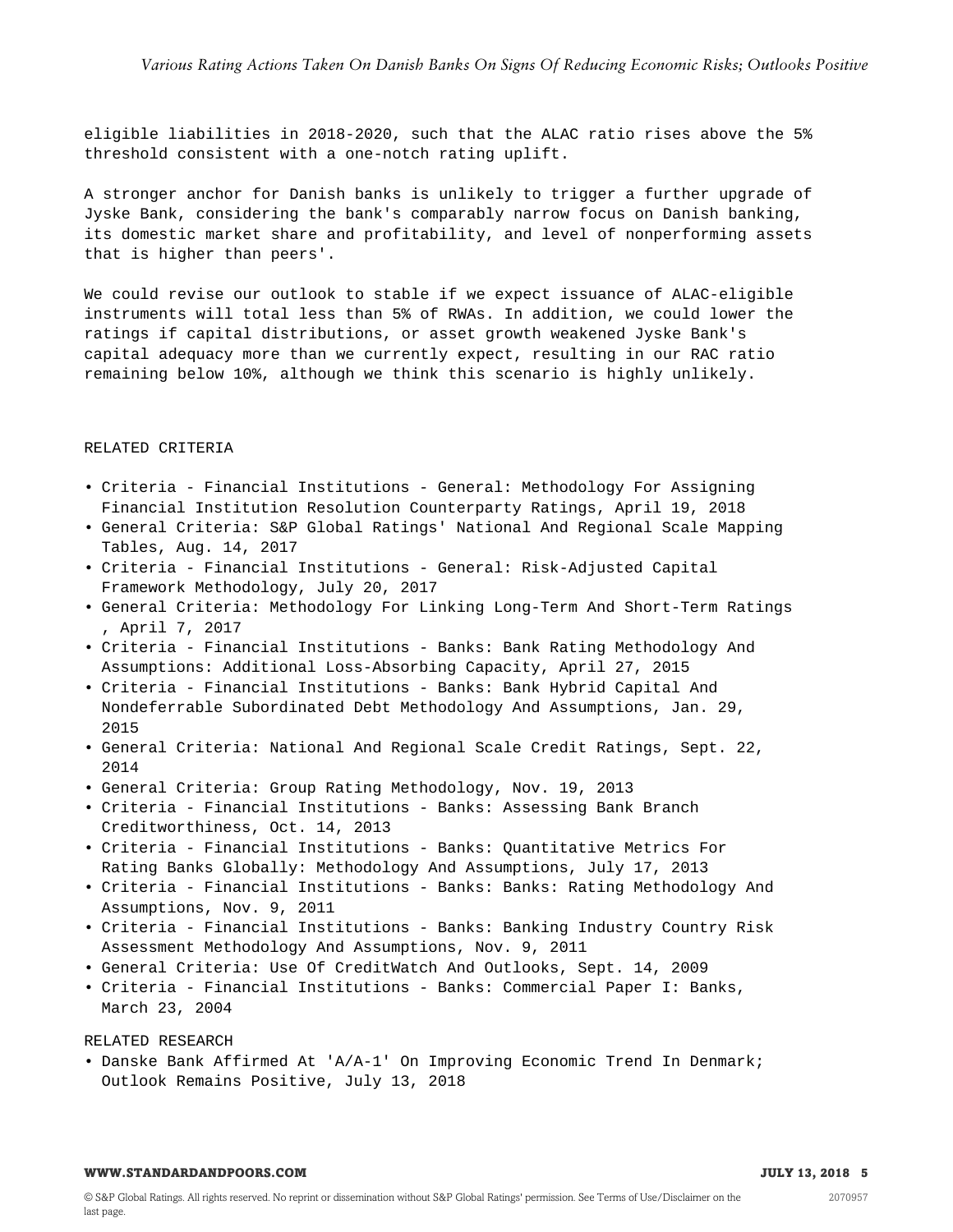eligible liabilities in 2018-2020, such that the ALAC ratio rises above the 5% threshold consistent with a one-notch rating uplift.

A stronger anchor for Danish banks is unlikely to trigger a further upgrade of Jyske Bank, considering the bank's comparably narrow focus on Danish banking, its domestic market share and profitability, and level of nonperforming assets that is higher than peers'.

We could revise our outlook to stable if we expect issuance of ALAC-eligible instruments will total less than 5% of RWAs. In addition, we could lower the ratings if capital distributions, or asset growth weakened Jyske Bank's capital adequacy more than we currently expect, resulting in our RAC ratio remaining below 10%, although we think this scenario is highly unlikely.

## RELATED CRITERIA

- Criteria - Financial Institutions - General: Methodology For Assigning Financial Institution Resolution Counterparty Ratings, April 19, 2018
- General Criteria: S&P Global Ratings' National And Regional Scale Mapping Tables, Aug. 14, 2017
- Criteria - Financial Institutions - General: Risk-Adjusted Capital Framework Methodology, July 20, 2017
- General Criteria: Methodology For Linking Long-Term And Short-Term Ratings , April 7, 2017
- Criteria - Financial Institutions - Banks: Bank Rating Methodology And Assumptions: Additional Loss-Absorbing Capacity, April 27, 2015
- Criteria - Financial Institutions - Banks: Bank Hybrid Capital And Nondeferrable Subordinated Debt Methodology And Assumptions, Jan. 29, 2015
- General Criteria: National And Regional Scale Credit Ratings, Sept. 22, 2014
- General Criteria: Group Rating Methodology, Nov. 19, 2013
- Criteria - Financial Institutions - Banks: Assessing Bank Branch Creditworthiness, Oct. 14, 2013
- Criteria - Financial Institutions - Banks: Quantitative Metrics For Rating Banks Globally: Methodology And Assumptions, July 17, 2013
- Criteria - Financial Institutions - Banks: Banks: Rating Methodology And Assumptions, Nov. 9, 2011
- Criteria - Financial Institutions - Banks: Banking Industry Country Risk Assessment Methodology And Assumptions, Nov. 9, 2011
- General Criteria: Use Of CreditWatch And Outlooks, Sept. 14, 2009
- Criteria - Financial Institutions - Banks: Commercial Paper I: Banks, March 23, 2004

## RELATED RESEARCH

- Danske Bank Affirmed At 'A/A-1' On Improving Economic Trend In Denmark; Outlook Remains Positive, July 13, 2018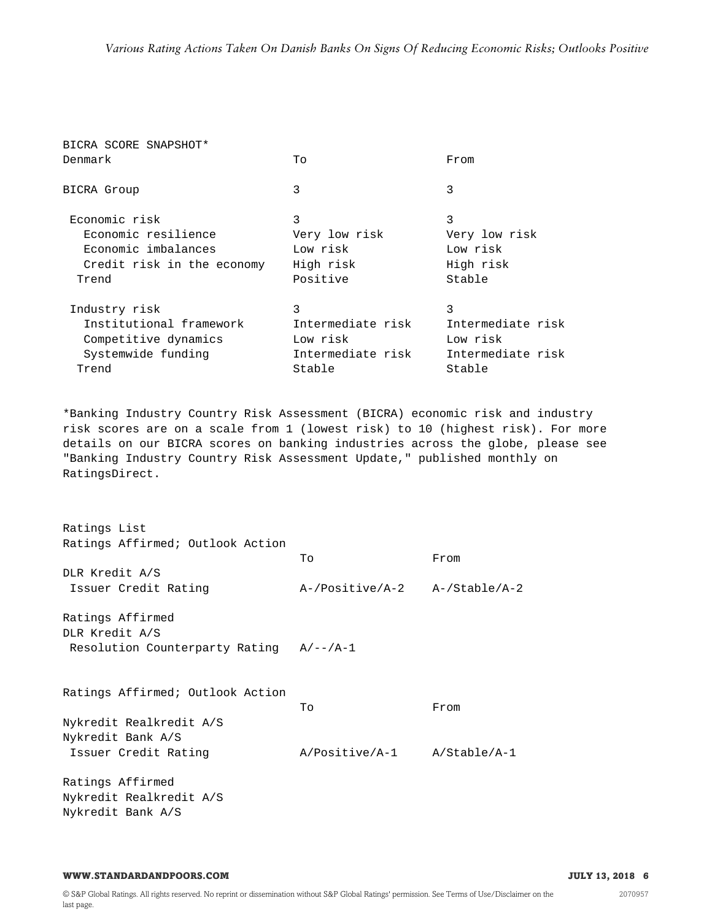BICRA SCORE SNAPSHOT*

| Denmark | To | From |
|---|---|---|
| BICRA Group | 3 | 3 |
| Economic risk | 3 | 3 |
| Economic resilience | Very low risk | Very low risk |
| Economic imbalances | Low risk | Low risk |
| Credit risk in the economy | High risk | High risk |
| Trend | Positive | Stable |
| Industry risk | 3 | 3 |
| Institutional framework | Intermediate risk | Intermediate risk |
| Competitive dynamics | Low risk | Low risk |
| Systemwide funding | Intermediate risk | Intermediate risk |
| Trend | Stable | Stable |

*Banking Industry Country Risk Assessment (BICRA) economic risk and industry risk scores are on a scale from 1 (lowest risk) to 10 (highest risk). For more details on our BICRA scores on banking industries across the globe, please see "Banking Industry Country Risk Assessment Update," published monthly on RatingsDirect.

Ratings List

| Ratings Affirmed; Outlook Action | To | From |
|---|---|---|
| DLR Kredit A/S | | |
| Issuer Credit Rating | A-/Positive/A-2 | A-/Stable/A-2 |

| Ratings Affirmed | | |
|---|---|---|
| DLR Kredit A/S | | |
| Resolution Counterparty Rating | A/--/A-1 | |

| Ratings Affirmed; Outlook Action | To | From |
|---|---|---|
| Nykredit Realkredit A/S | | |
| Nykredit Bank A/S | | |
| Issuer Credit Rating | A/Positive/A-1 | A/Stable/A-1 |

Ratings Affirmed
Nykredit Realkredit A/S
Nykredit Bank A/S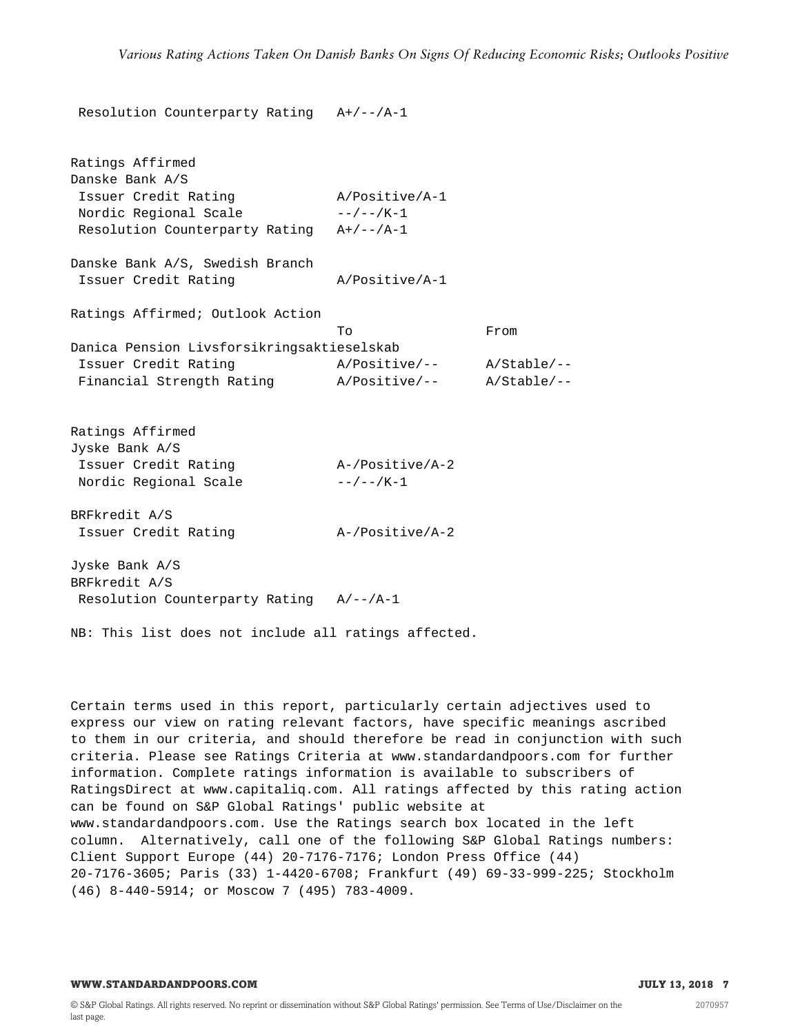| | | |
|---|---|---|
| Resolution Counterparty Rating | A+/--/A-1 | |

**Ratings Affirmed**

| | | |
|---|---|---|
| **Danske Bank A/S** | | |
| Issuer Credit Rating | A/Positive/A-1 | |
| Nordic Regional Scale | --/--/K-1 | |
| Resolution Counterparty Rating | A+/--/A-1 | |
| **Danske Bank A/S, Swedish Branch** | | |
| Issuer Credit Rating | A/Positive/A-1 | |

**Ratings Affirmed; Outlook Action**

| | To | From |
|---|---|---|
| **Danica Pension Livsforsikringsaktieselskab** | | |
| Issuer Credit Rating | A/Positive/-- | A/Stable/-- |
| Financial Strength Rating | A/Positive/-- | A/Stable/-- |

**Ratings Affirmed**

| | | |
|---|---|---|
| **Jyske Bank A/S** | | |
| Issuer Credit Rating | A-/Positive/A-2 | |
| Nordic Regional Scale | --/--/K-1 | |
| **BRFkredit A/S** | | |
| Issuer Credit Rating | A-/Positive/A-2 | |
| **Jyske Bank A/S** | | |
| **BRFkredit A/S** | | |
| Resolution Counterparty Rating | A/--/A-1 | |

NB: This list does not include all ratings affected.

Certain terms used in this report, particularly certain adjectives used to express our view on rating relevant factors, have specific meanings ascribed to them in our criteria, and should therefore be read in conjunction with such criteria. Please see Ratings Criteria at www.standardandpoors.com for further information. Complete ratings information is available to subscribers of RatingsDirect at www.capitaliq.com. All ratings affected by this rating action can be found on S&P Global Ratings' public website at www.standardandpoors.com. Use the Ratings search box located in the left column. Alternatively, call one of the following S&P Global Ratings numbers: Client Support Europe (44) 20-7176-7176; London Press Office (44) 20-7176-3605; Paris (33) 1-4420-6708; Frankfurt (49) 69-33-999-225; Stockholm (46) 8-440-5914; or Moscow 7 (495) 783-4009.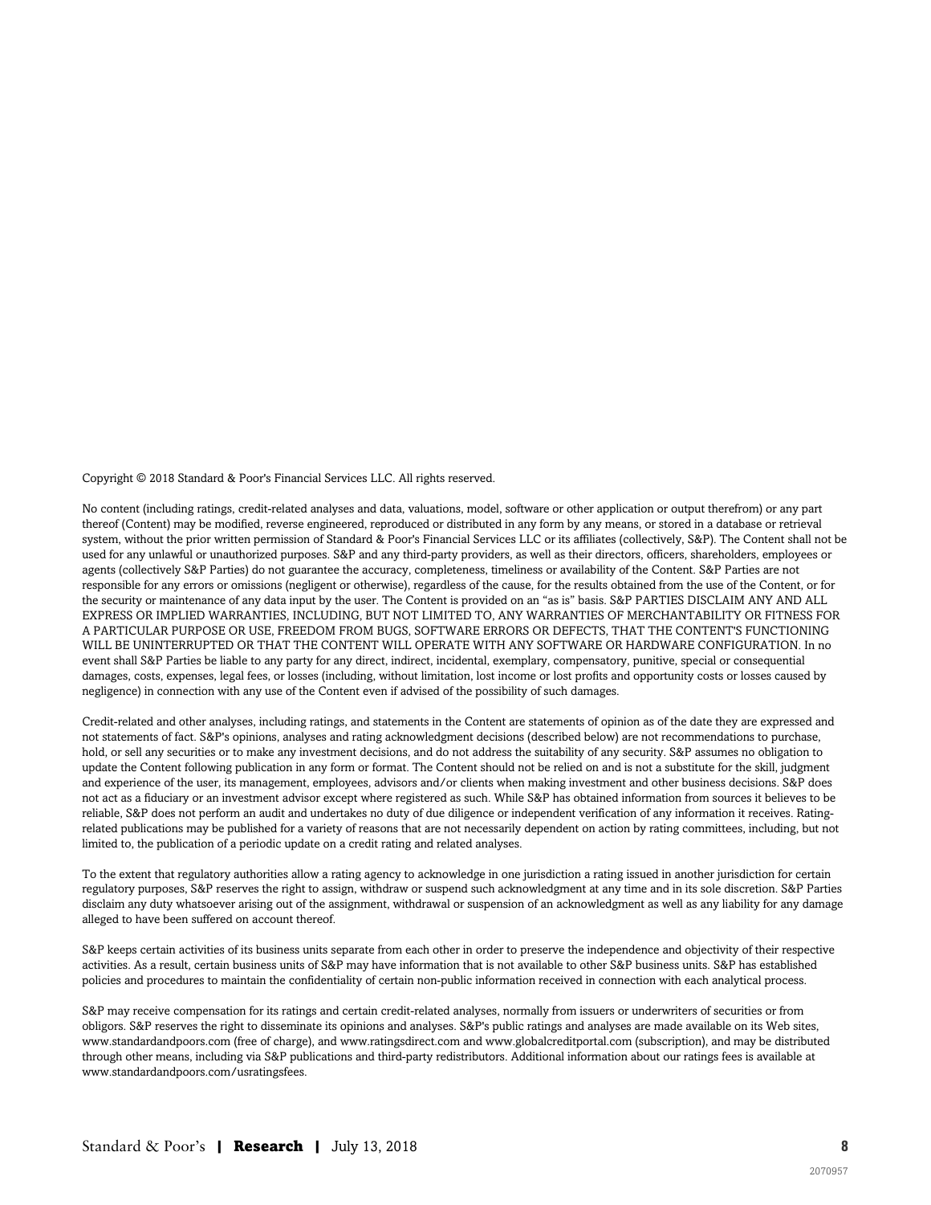Copyright © 2018 Standard & Poor's Financial Services LLC. All rights reserved.

No content (including ratings, credit-related analyses and data, valuations, model, software or other application or output therefrom) or any part thereof (Content) may be modified, reverse engineered, reproduced or distributed in any form by any means, or stored in a database or retrieval system, without the prior written permission of Standard & Poor's Financial Services LLC or its affiliates (collectively, S&P). The Content shall not be used for any unlawful or unauthorized purposes. S&P and any third-party providers, as well as their directors, officers, shareholders, employees or agents (collectively S&P Parties) do not guarantee the accuracy, completeness, timeliness or availability of the Content. S&P Parties are not responsible for any errors or omissions (negligent or otherwise), regardless of the cause, for the results obtained from the use of the Content, or for the security or maintenance of any data input by the user. The Content is provided on an "as is" basis. S&P PARTIES DISCLAIM ANY AND ALL EXPRESS OR IMPLIED WARRANTIES, INCLUDING, BUT NOT LIMITED TO, ANY WARRANTIES OF MERCHANTABILITY OR FITNESS FOR A PARTICULAR PURPOSE OR USE, FREEDOM FROM BUGS, SOFTWARE ERRORS OR DEFECTS, THAT THE CONTENT'S FUNCTIONING WILL BE UNINTERRUPTED OR THAT THE CONTENT WILL OPERATE WITH ANY SOFTWARE OR HARDWARE CONFIGURATION. In no event shall S&P Parties be liable to any party for any direct, indirect, incidental, exemplary, compensatory, punitive, special or consequential damages, costs, expenses, legal fees, or losses (including, without limitation, lost income or lost profits and opportunity costs or losses caused by negligence) in connection with any use of the Content even if advised of the possibility of such damages.

Credit-related and other analyses, including ratings, and statements in the Content are statements of opinion as of the date they are expressed and not statements of fact. S&P's opinions, analyses and rating acknowledgment decisions (described below) are not recommendations to purchase, hold, or sell any securities or to make any investment decisions, and do not address the suitability of any security. S&P assumes no obligation to update the Content following publication in any form or format. The Content should not be relied on and is not a substitute for the skill, judgment and experience of the user, its management, employees, advisors and/or clients when making investment and other business decisions. S&P does not act as a fiduciary or an investment advisor except where registered as such. While S&P has obtained information from sources it believes to be reliable, S&P does not perform an audit and undertakes no duty of due diligence or independent verification of any information it receives. Rating-related publications may be published for a variety of reasons that are not necessarily dependent on action by rating committees, including, but not limited to, the publication of a periodic update on a credit rating and related analyses.

To the extent that regulatory authorities allow a rating agency to acknowledge in one jurisdiction a rating issued in another jurisdiction for certain regulatory purposes, S&P reserves the right to assign, withdraw or suspend such acknowledgment at any time and in its sole discretion. S&P Parties disclaim any duty whatsoever arising out of the assignment, withdrawal or suspension of an acknowledgment as well as any liability for any damage alleged to have been suffered on account thereof.

S&P keeps certain activities of its business units separate from each other in order to preserve the independence and objectivity of their respective activities. As a result, certain business units of S&P may have information that is not available to other S&P business units. S&P has established policies and procedures to maintain the confidentiality of certain non-public information received in connection with each analytical process.

S&P may receive compensation for its ratings and certain credit-related analyses, normally from issuers or underwriters of securities or from obligors. S&P reserves the right to disseminate its opinions and analyses. S&P's public ratings and analyses are made available on its Web sites, www.standardandpoors.com (free of charge), and www.ratingsdirect.com and www.globalcreditportal.com (subscription), and may be distributed through other means, including via S&P publications and third-party redistributors. Additional information about our ratings fees is available at www.standardandpoors.com/usratingsfees.